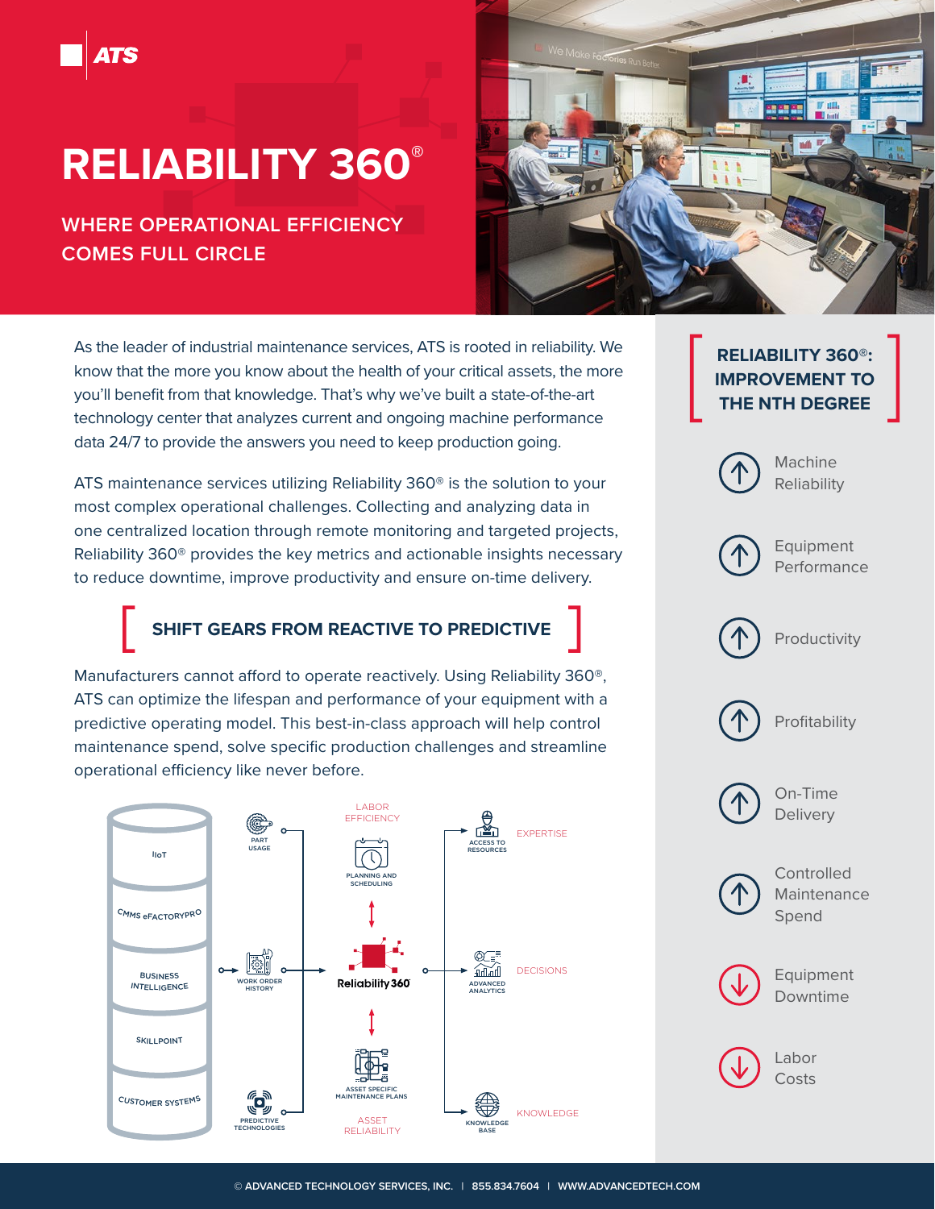ATS

# RELIABILITY 360®

## WHERE OPERATIONAL EFFICIENCY COMES FULL CIRCLE

As the leader of industrial maintenance services, ATS is rooted in reliability. We know that the more you know about the health of your critical assets, the more you'll benefit from that knowledge. That's why we've built a state-of-the-art technology center that analyzes current and ongoing machine performance data 24/7 to provide the answers you need to keep production going.

ATS maintenance services utilizing Reliability 360® is the solution to your most complex operational challenges. Collecting and analyzing data in one centralized location through remote monitoring and targeted projects, Reliability 360® provides the key metrics and actionable insights necessary to reduce downtime, improve productivity and ensure on-time delivery.

## SHIFT GEARS FROM REACTIVE TO PREDICTIVE

Manufacturers cannot afford to operate reactively. Using Reliability 360®, ATS can optimize the lifespan and performance of your equipment with a predictive operating model. This best-in-class approach will help control maintenance spend, solve specific production challenges and streamline operational efficiency like never before.

IIoT
CMMS eFACTORYPRO
BUSINESS INTELLIGENCE
SKILLPOINT
CUSTOMER SYSTEMS

PART USAGE
WORK ORDER HISTORY
PREDICTIVE TECHNOLOGIES

LABOR EFFICIENCY
PLANNING AND SCHEDULING
Reliability 360
ASSET SPECIFIC MAINTENANCE PLANS
ASSET RELIABILITY

ACCESS TO RESOURCES — EXPERTISE
ADVANCED ANALYTICS — DECISIONS
KNOWLEDGE BASE — KNOWLEDGE

## RELIABILITY 360®: IMPROVEMENT TO THE NTH DEGREE

- ↑ Machine Reliability
- ↑ Equipment Performance
- ↑ Productivity
- ↑ Profitability
- ↑ On-Time Delivery
- ↑ Controlled Maintenance Spend
- ↓ Equipment Downtime
- ↓ Labor Costs

© ADVANCED TECHNOLOGY SERVICES, INC. | 855.834.7604 | WWW.ADVANCEDTECH.COM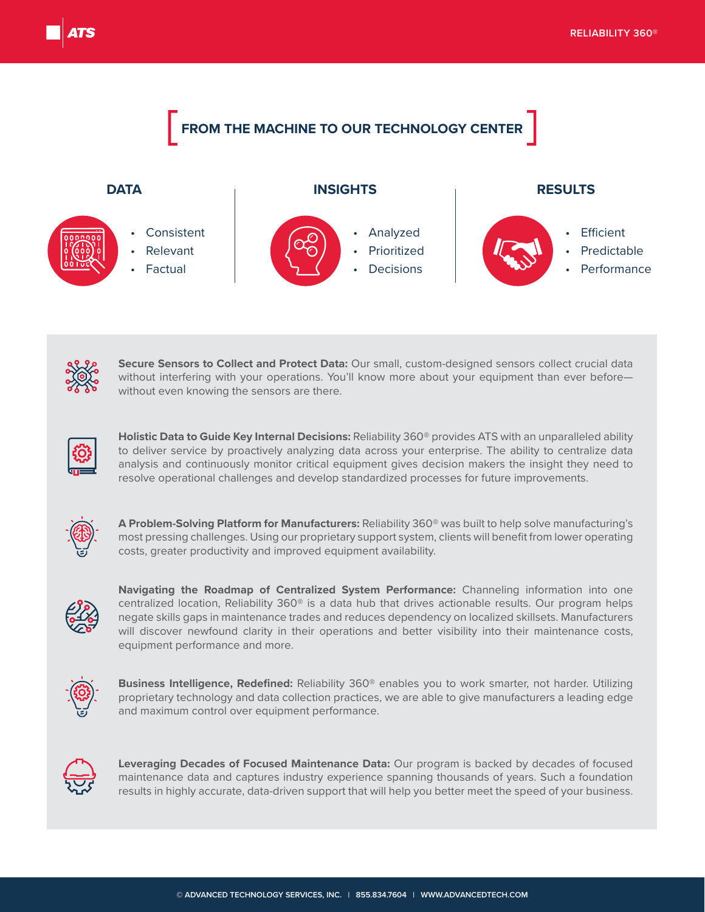# FROM THE MACHINE TO OUR TECHNOLOGY CENTER

## DATA

- Consistent
- Relevant
- Factual

## INSIGHTS

- Analyzed
- Prioritized
- Decisions

## RESULTS

- Efficient
- Predictable
- Performance

**Secure Sensors to Collect and Protect Data:** Our small, custom-designed sensors collect crucial data without interfering with your operations. You'll know more about your equipment than ever before—without even knowing the sensors are there.

**Holistic Data to Guide Key Internal Decisions:** Reliability 360® provides ATS with an unparalleled ability to deliver service by proactively analyzing data across your enterprise. The ability to centralize data analysis and continuously monitor critical equipment gives decision makers the insight they need to resolve operational challenges and develop standardized processes for future improvements.

**A Problem-Solving Platform for Manufacturers:** Reliability 360® was built to help solve manufacturing's most pressing challenges. Using our proprietary support system, clients will benefit from lower operating costs, greater productivity and improved equipment availability.

**Navigating the Roadmap of Centralized System Performance:** Channeling information into one centralized location, Reliability 360® is a data hub that drives actionable results. Our program helps negate skills gaps in maintenance trades and reduces dependency on localized skillsets. Manufacturers will discover newfound clarity in their operations and better visibility into their maintenance costs, equipment performance and more.

**Business Intelligence, Redefined:** Reliability 360® enables you to work smarter, not harder. Utilizing proprietary technology and data collection practices, we are able to give manufacturers a leading edge and maximum control over equipment performance.

**Leveraging Decades of Focused Maintenance Data:** Our program is backed by decades of focused maintenance data and captures industry experience spanning thousands of years. Such a foundation results in highly accurate, data-driven support that will help you better meet the speed of your business.

© ADVANCED TECHNOLOGY SERVICES, INC. | 855.834.7604 | WWW.ADVANCEDTECH.COM